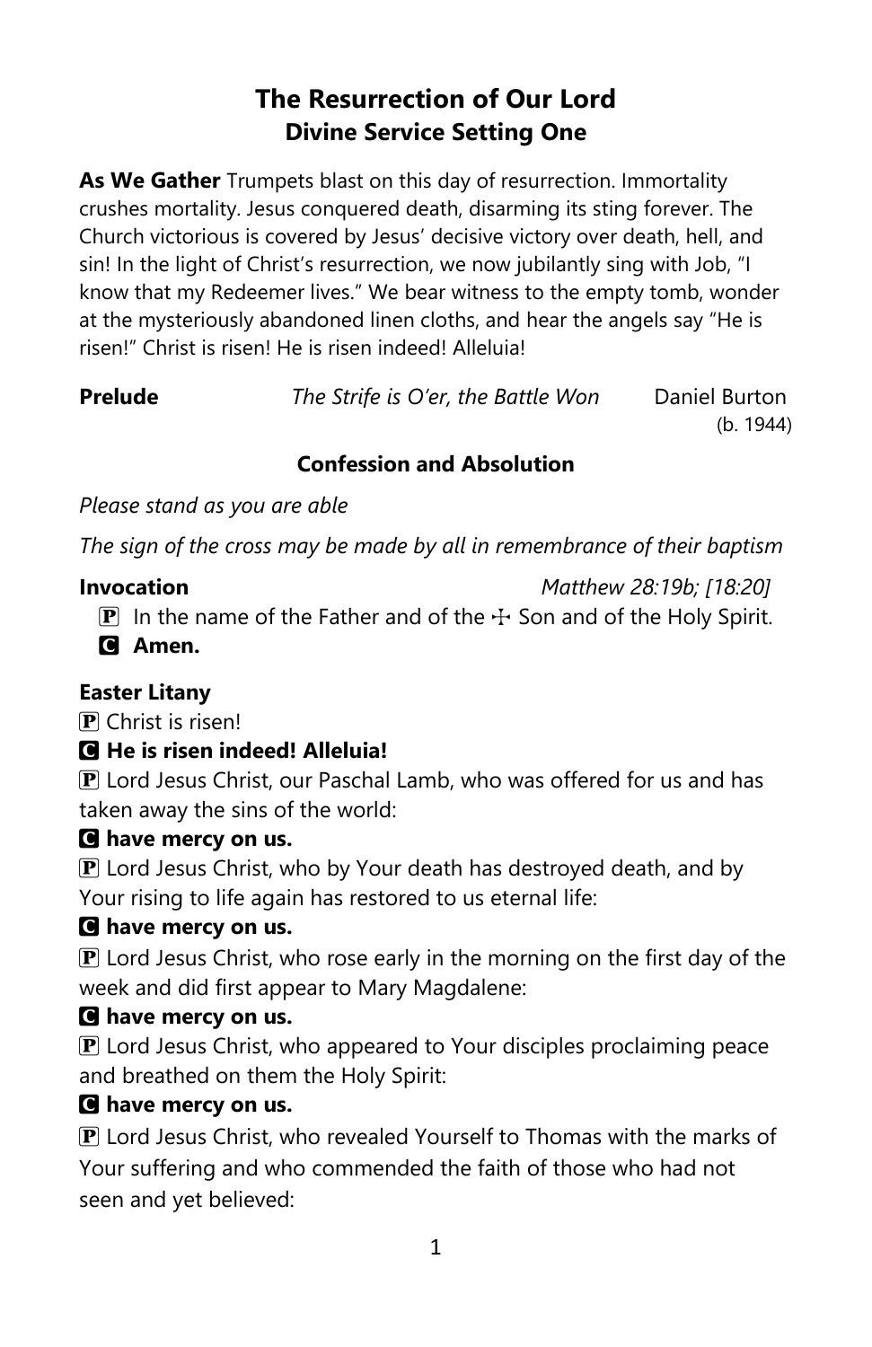# The Resurrection of Our Lord
## Divine Service Setting One

**As We Gather** Trumpets blast on this day of resurrection. Immortality crushes mortality. Jesus conquered death, disarming its sting forever. The Church victorious is covered by Jesus' decisive victory over death, hell, and sin! In the light of Christ's resurrection, we now jubilantly sing with Job, "I know that my Redeemer lives." We bear witness to the empty tomb, wonder at the mysteriously abandoned linen cloths, and hear the angels say "He is risen!" Christ is risen! He is risen indeed! Alleluia!

**Prelude** *The Strife is O'er, the Battle Won* Daniel Burton (b. 1944)

### Confession and Absolution

*Please stand as you are able*

*The sign of the cross may be made by all in remembrance of their baptism*

**Invocation** *Matthew 28:19b; [18:20]*

P In the name of the Father and of the ☩ Son and of the Holy Spirit.

C **Amen.**

**Easter Litany**

P Christ is risen!

C **He is risen indeed! Alleluia!**

P Lord Jesus Christ, our Paschal Lamb, who was offered for us and has taken away the sins of the world:

C **have mercy on us.**

P Lord Jesus Christ, who by Your death has destroyed death, and by Your rising to life again has restored to us eternal life:

C **have mercy on us.**

P Lord Jesus Christ, who rose early in the morning on the first day of the week and did first appear to Mary Magdalene:

C **have mercy on us.**

P Lord Jesus Christ, who appeared to Your disciples proclaiming peace and breathed on them the Holy Spirit:

C **have mercy on us.**

P Lord Jesus Christ, who revealed Yourself to Thomas with the marks of Your suffering and who commended the faith of those who had not seen and yet believed: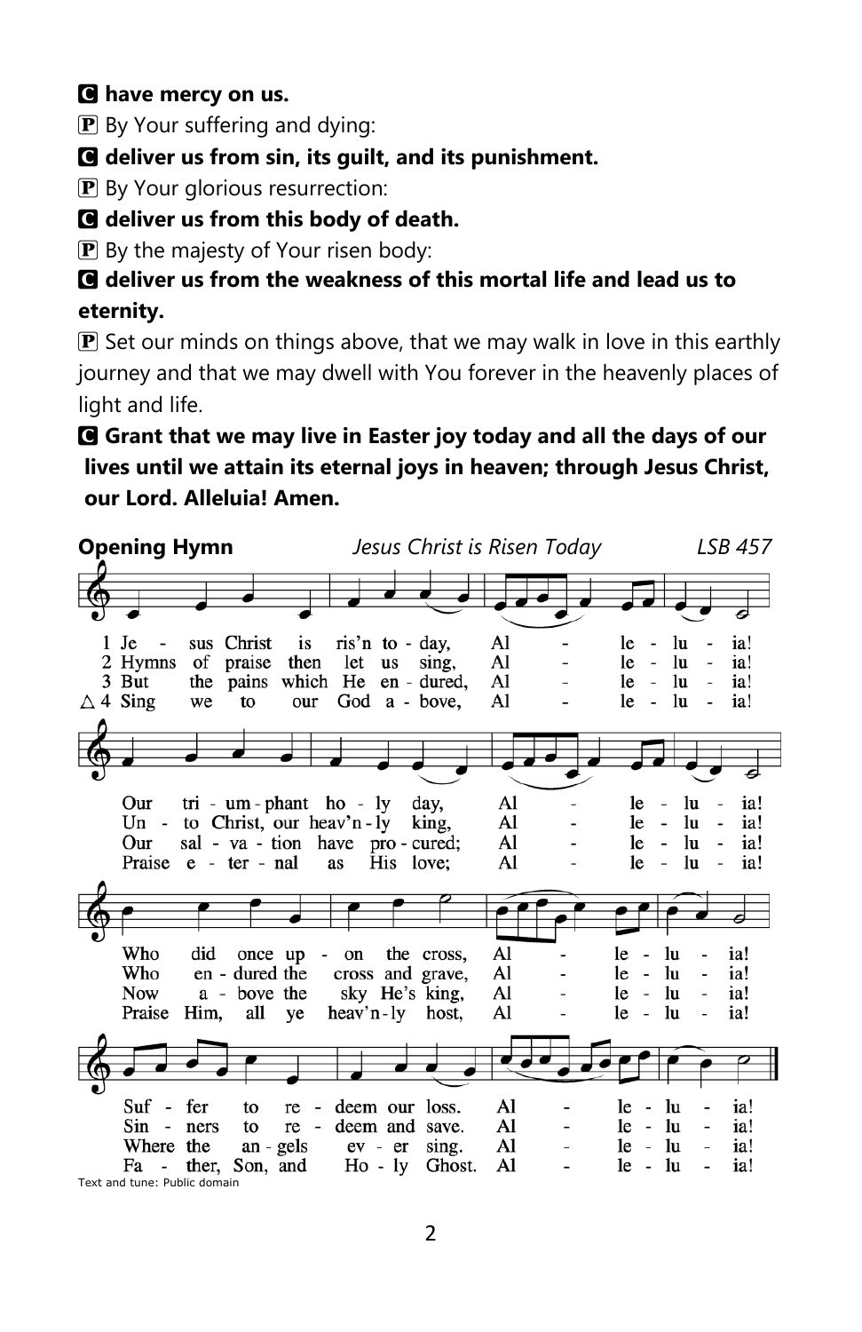**C have mercy on us.**

P By Your suffering and dying:

**C deliver us from sin, its guilt, and its punishment.**

P By Your glorious resurrection:

**C deliver us from this body of death.**

P By the majesty of Your risen body:

**C deliver us from the weakness of this mortal life and lead us to eternity.**

P Set our minds on things above, that we may walk in love in this earthly journey and that we may dwell with You forever in the heavenly places of light and life.

**C Grant that we may live in Easter joy today and all the days of our lives until we attain its eternal joys in heaven; through Jesus Christ, our Lord. Alleluia! Amen.**

**Opening Hymn** *Jesus Christ is Risen Today* *LSB 457*

1 Jesus Christ is ris'n today, Alleluia!
Our triumphant holy day, Alleluia!
Who did once upon the cross, Alleluia!
Suffer to redeem our loss. Alleluia!

2 Hymns of praise then let us sing, Alleluia!
Unto Christ, our heav'nly king, Alleluia!
Who endured the cross and grave, Alleluia!
Sinners to redeem and save. Alleluia!

3 But the pains which He endured, Alleluia!
Our salvation have procured; Alleluia!
Now above the sky He's king, Alleluia!
Where the angels ever sing. Alleluia!

△ 4 Sing we to our God above, Alleluia!
Praise eternal as His love; Alleluia!
Praise Him, all ye heav'nly host, Alleluia!
Father, Son, and Holy Ghost. Alleluia!

Text and tune: Public domain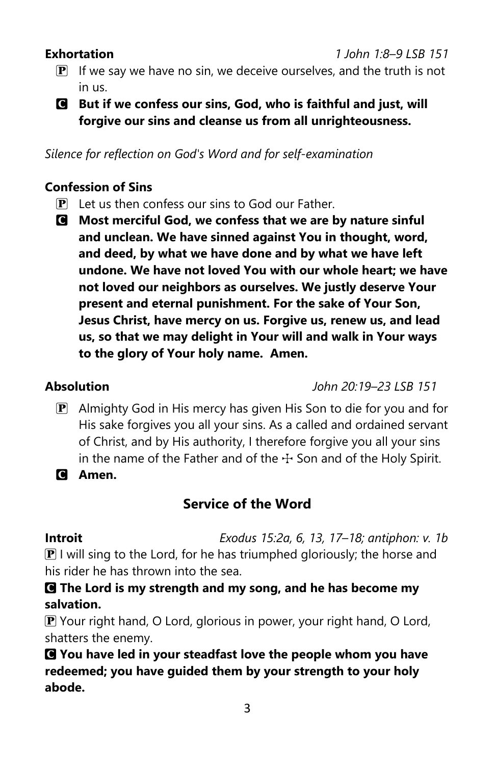**Exhortation** *1 John 1:8–9 LSB 151*

P If we say we have no sin, we deceive ourselves, and the truth is not in us.

**C But if we confess our sins, God, who is faithful and just, will forgive our sins and cleanse us from all unrighteousness.**

*Silence for reflection on God's Word and for self-examination*

**Confession of Sins**

P Let us then confess our sins to God our Father.

**C Most merciful God, we confess that we are by nature sinful and unclean. We have sinned against You in thought, word, and deed, by what we have done and by what we have left undone. We have not loved You with our whole heart; we have not loved our neighbors as ourselves. We justly deserve Your present and eternal punishment. For the sake of Your Son, Jesus Christ, have mercy on us. Forgive us, renew us, and lead us, so that we may delight in Your will and walk in Your ways to the glory of Your holy name. Amen.**

**Absolution** *John 20:19–23 LSB 151*

P Almighty God in His mercy has given His Son to die for you and for His sake forgives you all your sins. As a called and ordained servant of Christ, and by His authority, I therefore forgive you all your sins in the name of the Father and of the ☩ Son and of the Holy Spirit.

**C Amen.**

## Service of the Word

**Introit** *Exodus 15:2a, 6, 13, 17–18; antiphon: v. 1b*

P I will sing to the Lord, for he has triumphed gloriously; the horse and his rider he has thrown into the sea.

**C The Lord is my strength and my song, and he has become my salvation.**

P Your right hand, O Lord, glorious in power, your right hand, O Lord, shatters the enemy.

**C You have led in your steadfast love the people whom you have redeemed; you have guided them by your strength to your holy abode.**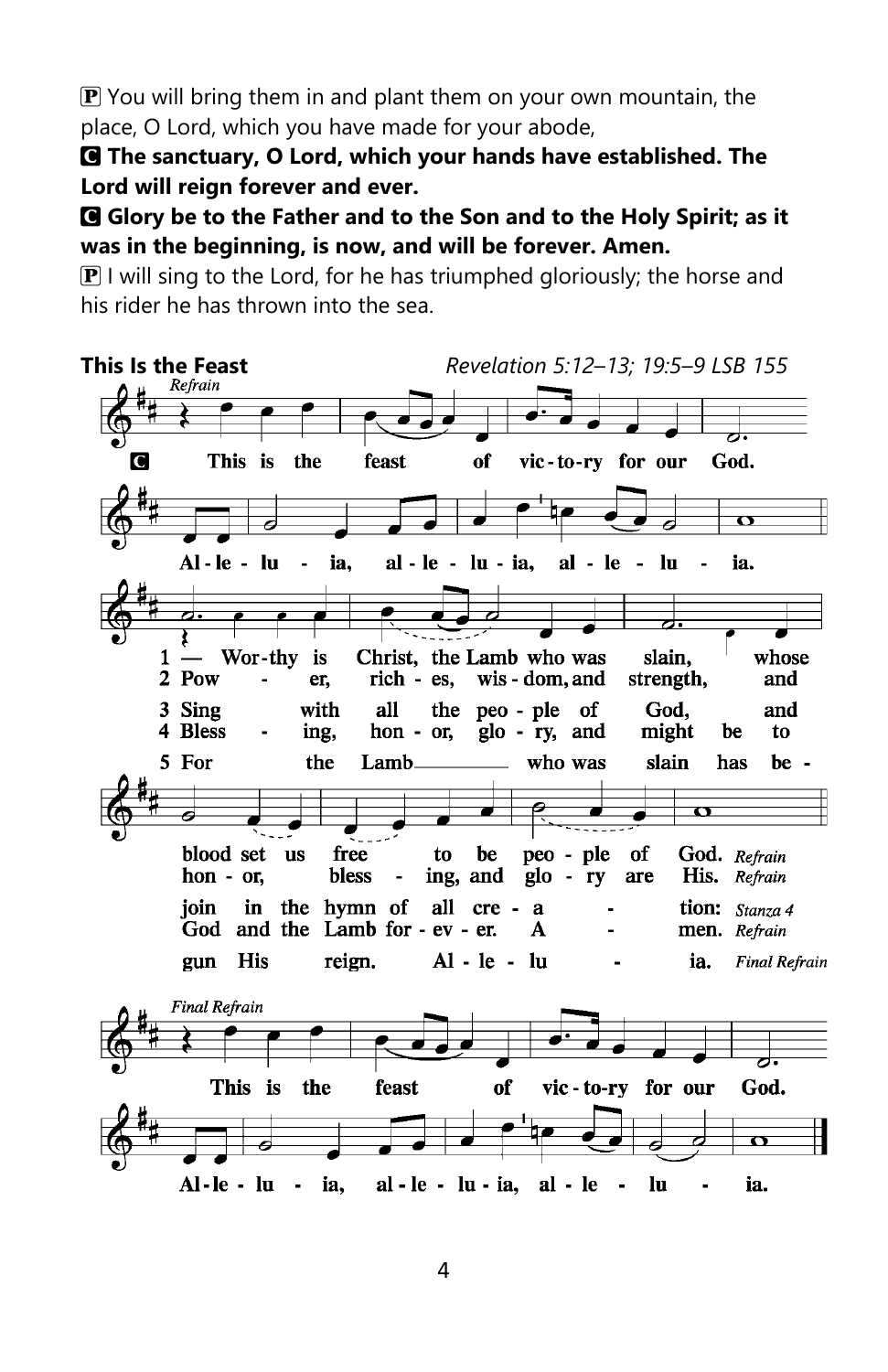P You will bring them in and plant them on your own mountain, the place, O Lord, which you have made for your abode,

**C The sanctuary, O Lord, which your hands have established. The Lord will reign forever and ever.**

**C Glory be to the Father and to the Son and to the Holy Spirit; as it was in the beginning, is now, and will be forever. Amen.**

P I will sing to the Lord, for he has triumphed gloriously; the horse and his rider he has thrown into the sea.

**This Is the Feast** *Revelation 5:12–13; 19:5–9 LSB 155*

*Refrain*

C This is the feast of victory for our God. Alleluia, alleluia, alleluia.

1 Worthy is Christ, the Lamb who was slain, whose blood set us free to be people of God. *Refrain*

2 Power, riches, wisdom, and strength, and honor, blessing, and glory are His. *Refrain*

3 Sing with all the people of God, and join in the hymn of all creation: *Stanza 4*

4 Blessing, honor, glory, and might be to God and the Lamb forever. Amen. *Refrain*

5 For the Lamb who was slain has begun His reign. Alleluia. *Final Refrain*

*Final Refrain*

This is the feast of victory for our God. Alleluia, alleluia, alleluia.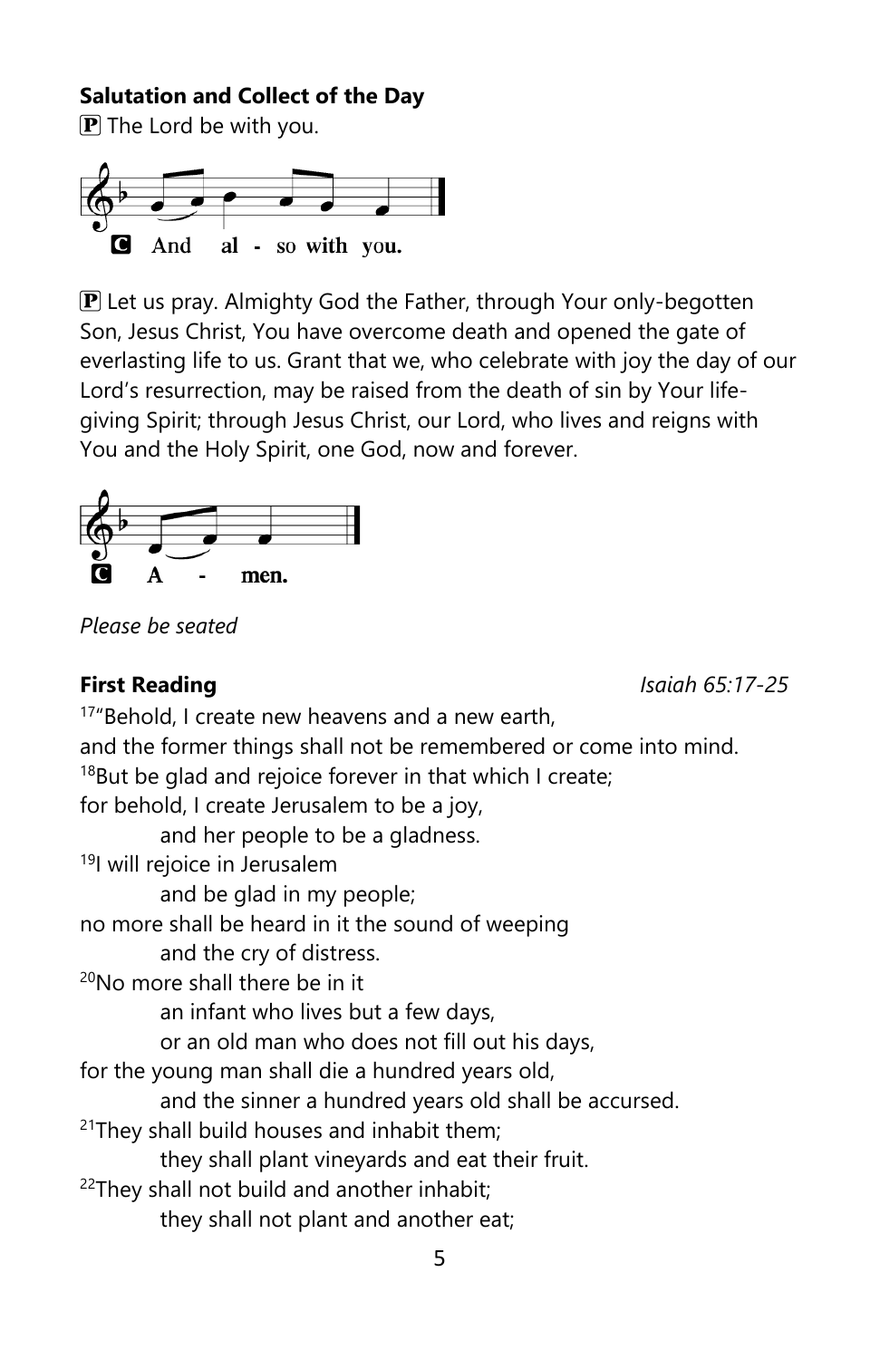**Salutation and Collect of the Day**

P The Lord be with you.

C And also with you.

P Let us pray. Almighty God the Father, through Your only-begotten Son, Jesus Christ, You have overcome death and opened the gate of everlasting life to us. Grant that we, who celebrate with joy the day of our Lord's resurrection, may be raised from the death of sin by Your life-giving Spirit; through Jesus Christ, our Lord, who lives and reigns with You and the Holy Spirit, one God, now and forever.

C Amen.

*Please be seated*

**First Reading** *Isaiah 65:17-25*

[17]"Behold, I create new heavens and a new earth,
and the former things shall not be remembered or come into mind.
[18]But be glad and rejoice forever in that which I create;
for behold, I create Jerusalem to be a joy,
and her people to be a gladness.
[19]I will rejoice in Jerusalem
and be glad in my people;
no more shall be heard in it the sound of weeping
and the cry of distress.
[20]No more shall there be in it
an infant who lives but a few days,
or an old man who does not fill out his days,
for the young man shall die a hundred years old,
and the sinner a hundred years old shall be accursed.
[21]They shall build houses and inhabit them;
they shall plant vineyards and eat their fruit.
[22]They shall not build and another inhabit;
they shall not plant and another eat;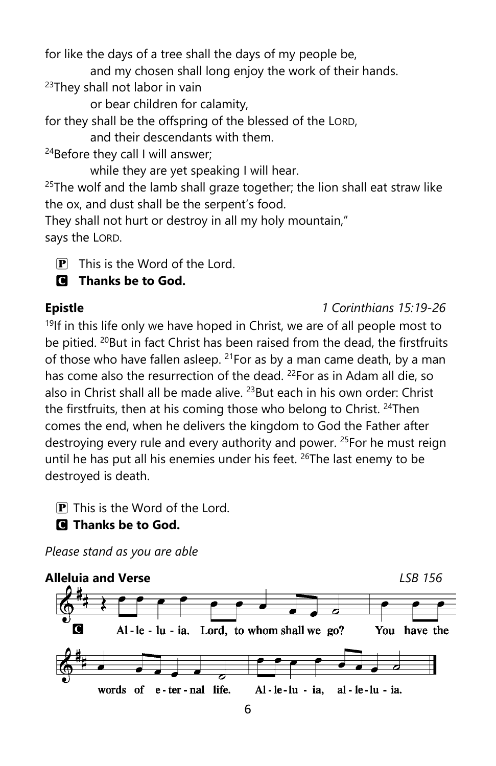for like the days of a tree shall the days of my people be,

 and my chosen shall long enjoy the work of their hands.

[23]They shall not labor in vain

 or bear children for calamity,

for they shall be the offspring of the blessed of the LORD,

 and their descendants with them.

[24]Before they call I will answer;

 while they are yet speaking I will hear.

[25]The wolf and the lamb shall graze together; the lion shall eat straw like the ox, and dust shall be the serpent's food.

They shall not hurt or destroy in all my holy mountain,"

says the LORD.

P This is the Word of the Lord.

**C Thanks be to God.**

**Epistle** *1 Corinthians 15:19-26*

[19]If in this life only we have hoped in Christ, we are of all people most to be pitied. [20]But in fact Christ has been raised from the dead, the firstfruits of those who have fallen asleep. [21]For as by a man came death, by a man has come also the resurrection of the dead. [22]For as in Adam all die, so also in Christ shall all be made alive. [23]But each in his own order: Christ the firstfruits, then at his coming those who belong to Christ. [24]Then comes the end, when he delivers the kingdom to God the Father after destroying every rule and every authority and power. [25]For he must reign until he has put all his enemies under his feet. [26]The last enemy to be destroyed is death.

P This is the Word of the Lord.

**C Thanks be to God.**

*Please stand as you are able*

**Alleluia and Verse** *LSB 156*

C Al-le-lu-ia. Lord, to whom shall we go? You have the words of e-ter-nal life. Al-le-lu-ia, al-le-lu-ia.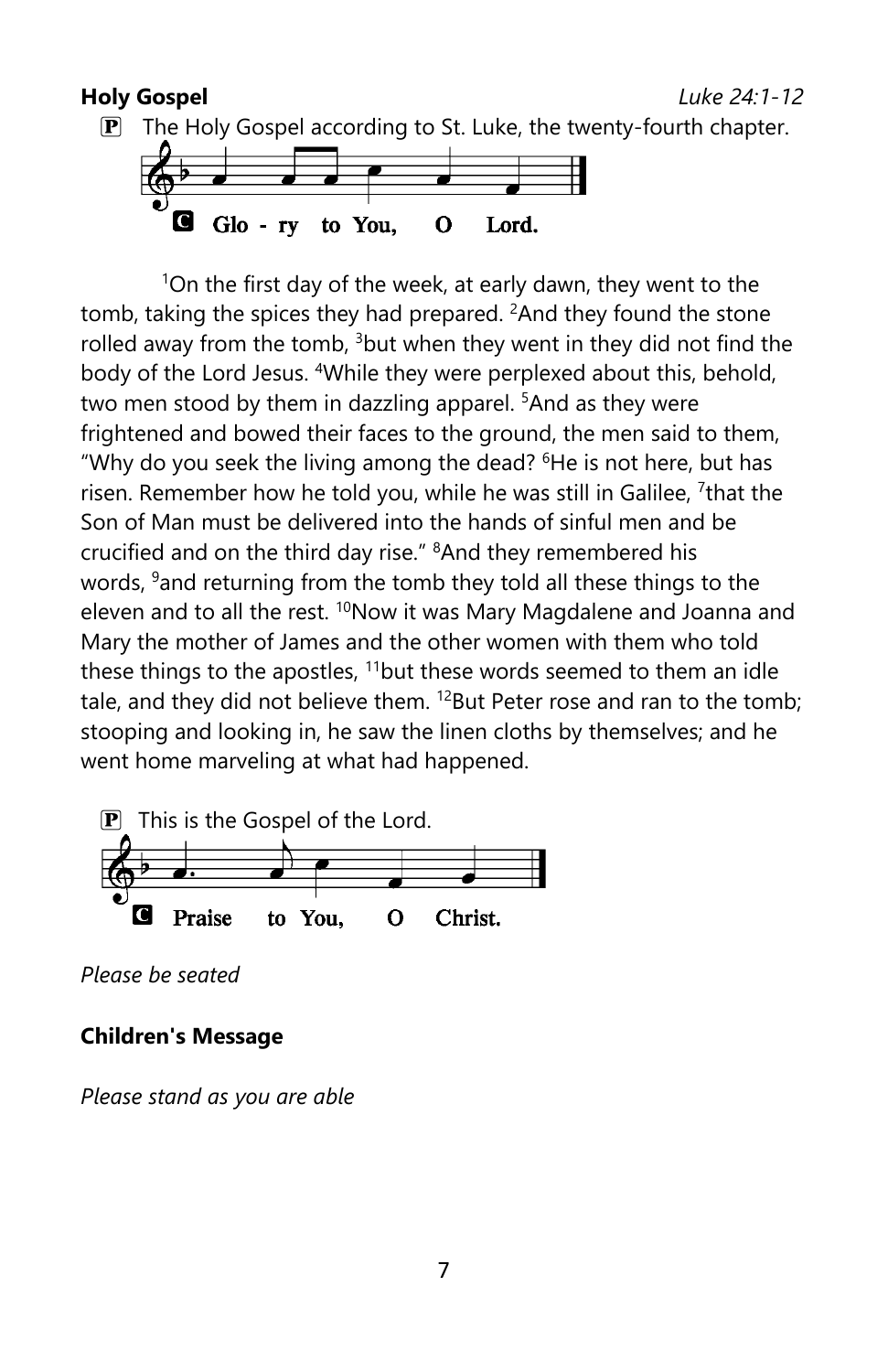**Holy Gospel** *Luke 24:1-12*

P The Holy Gospel according to St. Luke, the twenty-fourth chapter.

C Glo - ry to You, O Lord.

[1]On the first day of the week, at early dawn, they went to the tomb, taking the spices they had prepared. [2]And they found the stone rolled away from the tomb, [3]but when they went in they did not find the body of the Lord Jesus. [4]While they were perplexed about this, behold, two men stood by them in dazzling apparel. [5]And as they were frightened and bowed their faces to the ground, the men said to them, "Why do you seek the living among the dead? [6]He is not here, but has risen. Remember how he told you, while he was still in Galilee, [7]that the Son of Man must be delivered into the hands of sinful men and be crucified and on the third day rise." [8]And they remembered his words, [9]and returning from the tomb they told all these things to the eleven and to all the rest. [10]Now it was Mary Magdalene and Joanna and Mary the mother of James and the other women with them who told these things to the apostles, [11]but these words seemed to them an idle tale, and they did not believe them. [12]But Peter rose and ran to the tomb; stooping and looking in, he saw the linen cloths by themselves; and he went home marveling at what had happened.

P This is the Gospel of the Lord.

C Praise to You, O Christ.

*Please be seated*

**Children's Message**

*Please stand as you are able*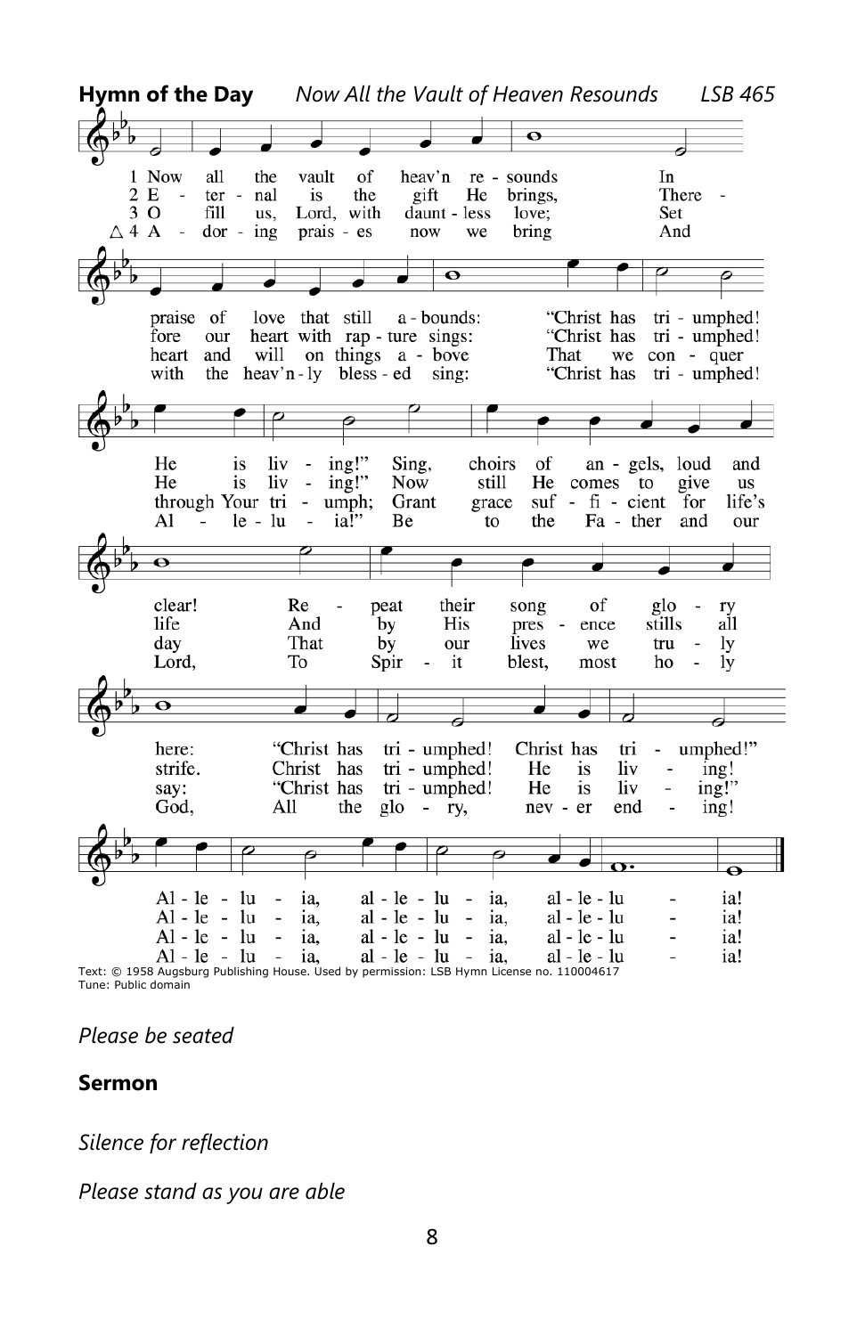**Hymn of the Day** *Now All the Vault of Heaven Resounds* *LSB 465*

1 Now all the vault of heav'n resounds In praise of love that still abounds: "Christ has triumphed! He is living!" Sing, choirs of angels, loud and clear! Repeat their song of glory here: "Christ has triumphed! Christ has triumphed!" Alleluia, alleluia, alleluia!

2 Eternal is the gift He brings, Therefore our heart with rapture sings: "Christ has triumphed! He is living!" Now still He comes to give us life And by His presence stills all strife. Christ has triumphed! He is living! Alleluia, alleluia, alleluia!

3 O fill us, Lord, with dauntless love; Set heart and will on things above That we conquer through Your triumph; Grant grace sufficient for life's day That by our lives we truly say: "Christ has triumphed! He is living!" Alleluia, alleluia, alleluia!

△ 4 Adoring praises now we bring And with the heav'nly blessed sing: "Christ has triumphed! Alleluia!" Be to the Father and our Lord, To Spirit blest, most holy God, All the glory, never ending! Alleluia, alleluia, alleluia!

Text: © 1958 Augsburg Publishing House. Used by permission: LSB Hymn License no. 110004617
Tune: Public domain

*Please be seated*

**Sermon**

*Silence for reflection*

*Please stand as you are able*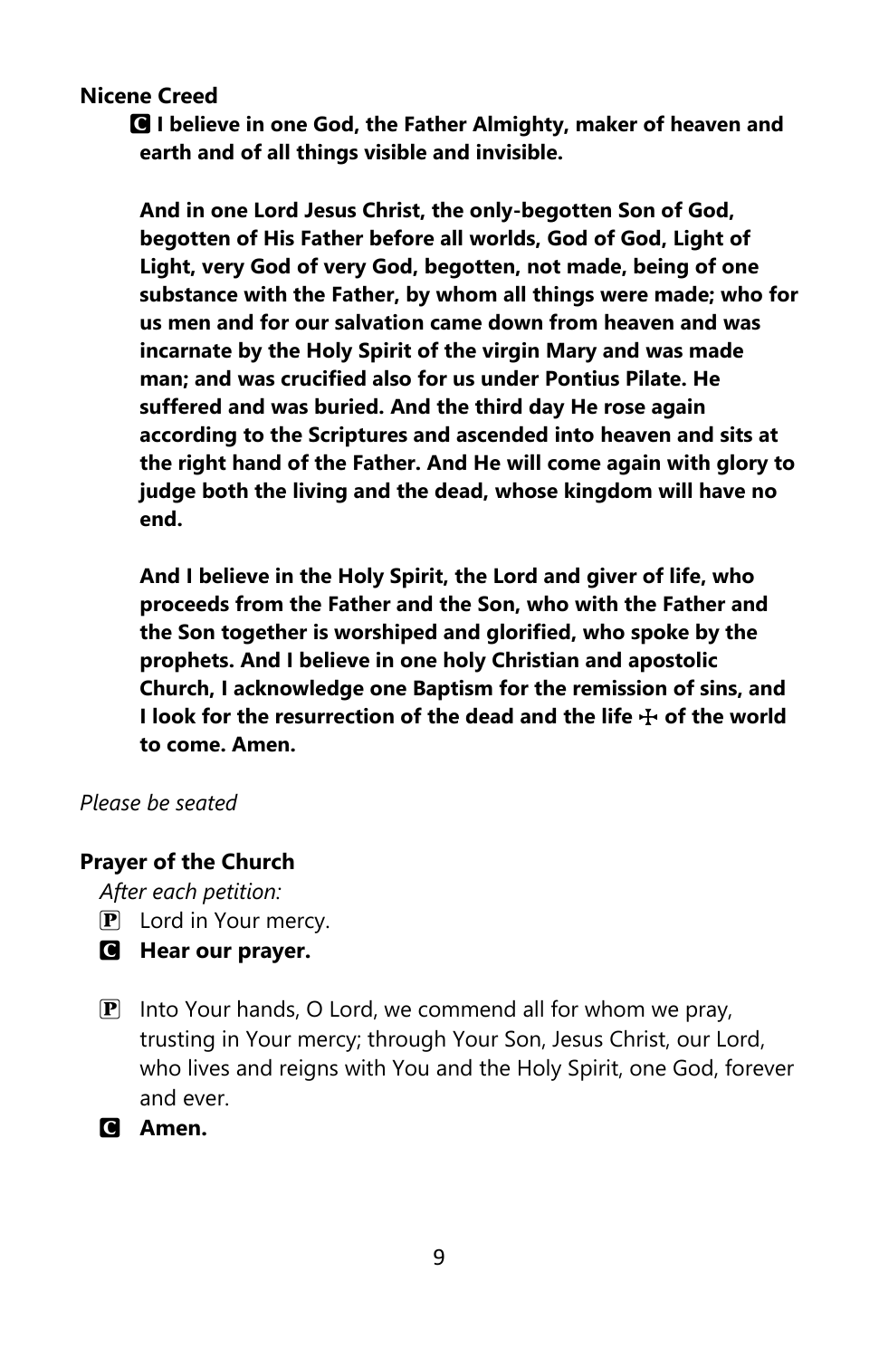**Nicene Creed**

**C I believe in one God, the Father Almighty, maker of heaven and earth and of all things visible and invisible.**

**And in one Lord Jesus Christ, the only-begotten Son of God, begotten of His Father before all worlds, God of God, Light of Light, very God of very God, begotten, not made, being of one substance with the Father, by whom all things were made; who for us men and for our salvation came down from heaven and was incarnate by the Holy Spirit of the virgin Mary and was made man; and was crucified also for us under Pontius Pilate. He suffered and was buried. And the third day He rose again according to the Scriptures and ascended into heaven and sits at the right hand of the Father. And He will come again with glory to judge both the living and the dead, whose kingdom will have no end.**

**And I believe in the Holy Spirit, the Lord and giver of life, who proceeds from the Father and the Son, who with the Father and the Son together is worshiped and glorified, who spoke by the prophets. And I believe in one holy Christian and apostolic Church, I acknowledge one Baptism for the remission of sins, and I look for the resurrection of the dead and the life ☩ of the world to come. Amen.**

*Please be seated*

**Prayer of the Church**

*After each petition:*

P Lord in Your mercy.

**C Hear our prayer.**

P Into Your hands, O Lord, we commend all for whom we pray, trusting in Your mercy; through Your Son, Jesus Christ, our Lord, who lives and reigns with You and the Holy Spirit, one God, forever and ever.

**C Amen.**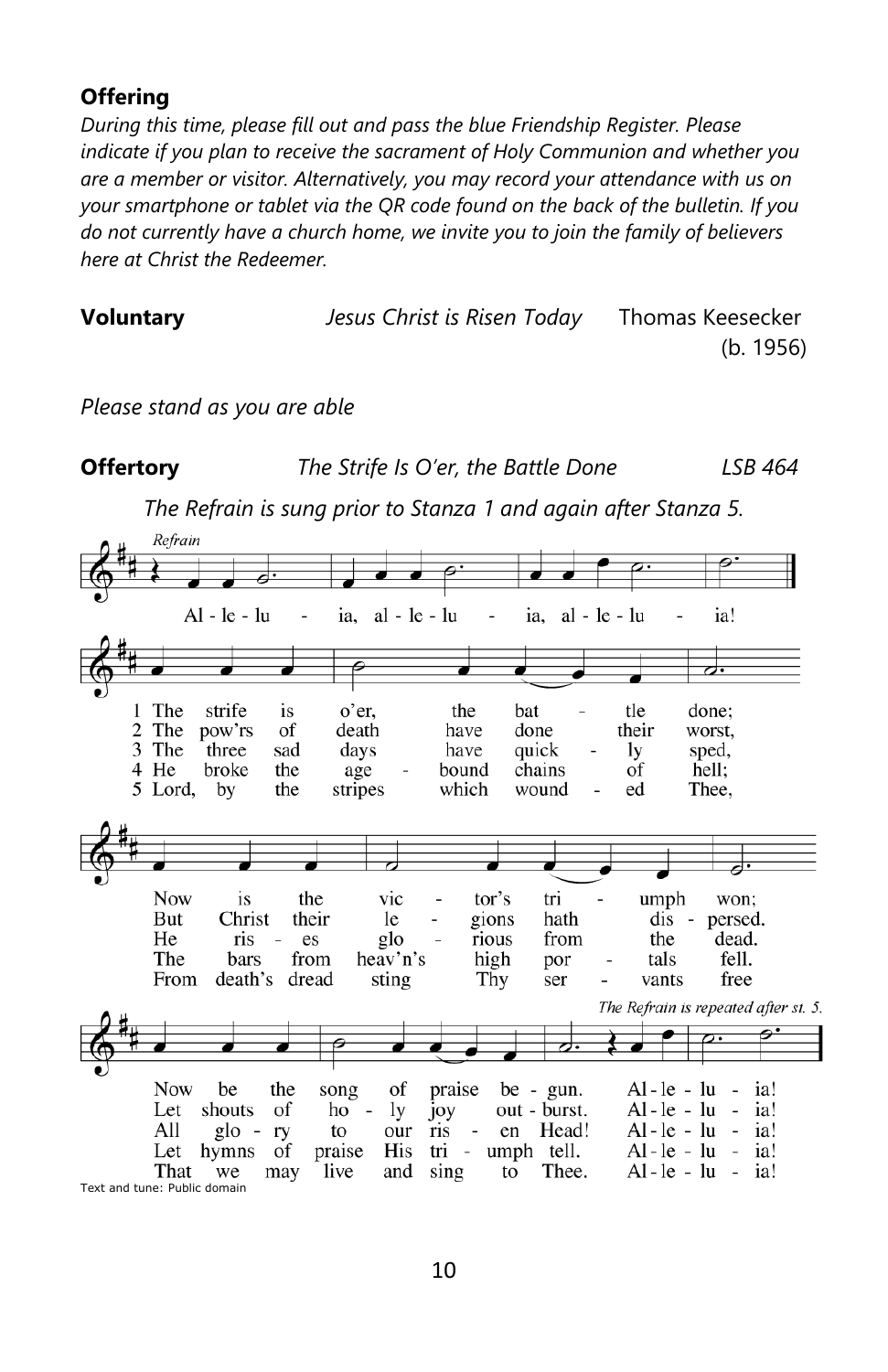**Offering**

*During this time, please fill out and pass the blue Friendship Register. Please indicate if you plan to receive the sacrament of Holy Communion and whether you are a member or visitor. Alternatively, you may record your attendance with us on your smartphone or tablet via the QR code found on the back of the bulletin. If you do not currently have a church home, we invite you to join the family of believers here at Christ the Redeemer.*

**Voluntary** *Jesus Christ is Risen Today* Thomas Keesecker (b. 1956)

*Please stand as you are able*

**Offertory** *The Strife Is O'er, the Battle Done* *LSB 464*

*The Refrain is sung prior to Stanza 1 and again after Stanza 5.*

*Refrain*

Alleluia, alleluia, alleluia!

1 The strife is o'er, the battle done;
Now is the victor's triumph won;
Now be the song of praise begun.
Alleluia!

2 The pow'rs of death have done their worst,
But Christ their legions hath dispersed.
Let shouts of holy joy outburst.
Alleluia!

3 The three sad days have quickly sped,
He rises glorious from the dead.
All glory to our risen Head!
Alleluia!

4 He broke the age-bound chains of hell;
The bars from heav'n's high portals fell.
Let hymns of praise His triumph tell.
Alleluia!

5 Lord, by the stripes which wounded Thee,
From death's dread sting Thy servants free
That we may live and sing to Thee.
Alleluia!

*The Refrain is repeated after st. 5.*

Text and tune: Public domain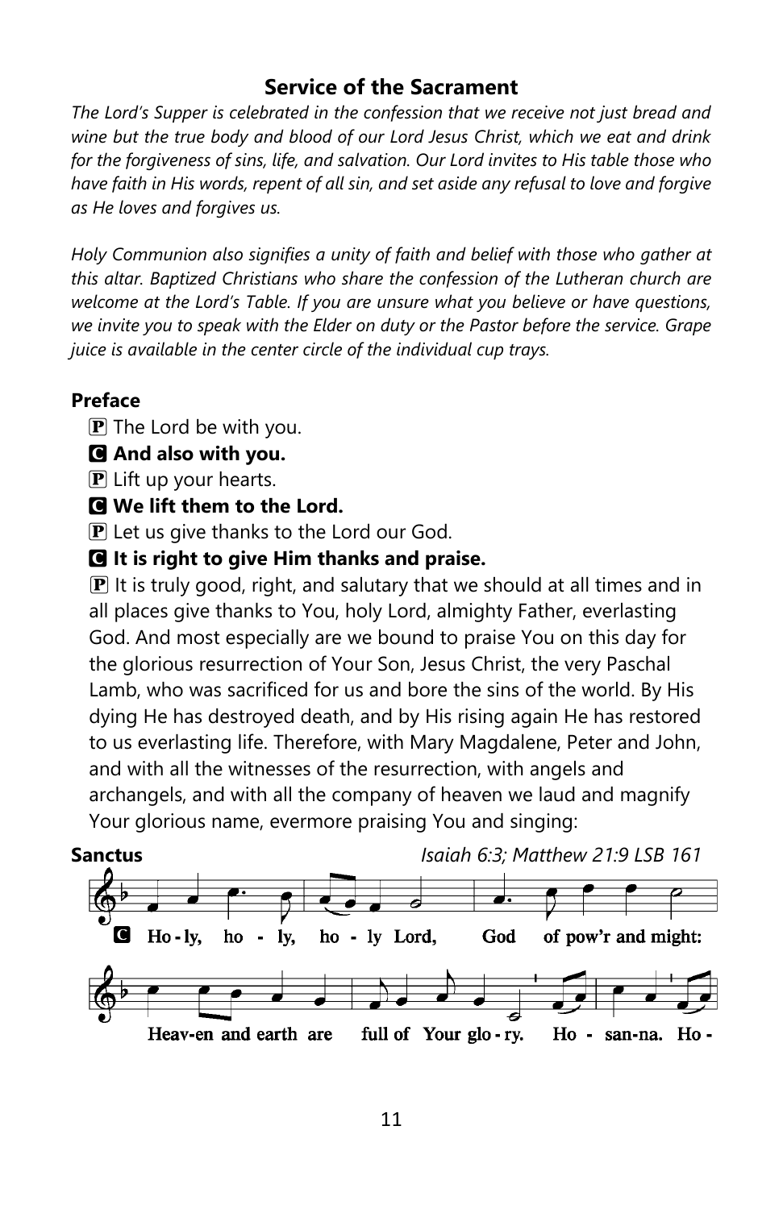## Service of the Sacrament

*The Lord's Supper is celebrated in the confession that we receive not just bread and wine but the true body and blood of our Lord Jesus Christ, which we eat and drink for the forgiveness of sins, life, and salvation. Our Lord invites to His table those who have faith in His words, repent of all sin, and set aside any refusal to love and forgive as He loves and forgives us.*

*Holy Communion also signifies a unity of faith and belief with those who gather at this altar. Baptized Christians who share the confession of the Lutheran church are welcome at the Lord's Table. If you are unsure what you believe or have questions, we invite you to speak with the Elder on duty or the Pastor before the service. Grape juice is available in the center circle of the individual cup trays.*

### Preface

P The Lord be with you.

**C And also with you.**

P Lift up your hearts.

**C We lift them to the Lord.**

P Let us give thanks to the Lord our God.

**C It is right to give Him thanks and praise.**

P It is truly good, right, and salutary that we should at all times and in all places give thanks to You, holy Lord, almighty Father, everlasting God. And most especially are we bound to praise You on this day for the glorious resurrection of Your Son, Jesus Christ, the very Paschal Lamb, who was sacrificed for us and bore the sins of the world. By His dying He has destroyed death, and by His rising again He has restored to us everlasting life. Therefore, with Mary Magdalene, Peter and John, and with all the witnesses of the resurrection, with angels and archangels, and with all the company of heaven we laud and magnify Your glorious name, evermore praising You and singing:

**Sanctus** *Isaiah 6:3; Matthew 21:9 LSB 161*

C Ho-ly, ho-ly, ho-ly Lord, God of pow'r and might: Heav-en and earth are full of Your glo-ry. Ho-san-na. Ho-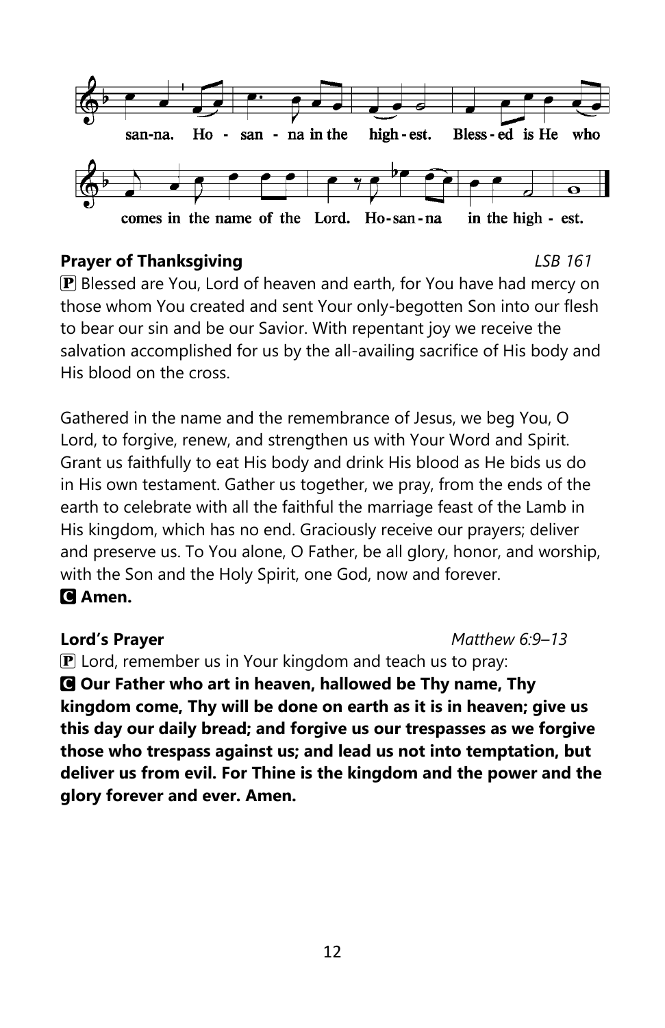san-na. Ho - san - na in the high - est. Bless - ed is He who

comes in the name of the Lord. Ho - san - na in the high - est.

**Prayer of Thanksgiving** *LSB 161*

P Blessed are You, Lord of heaven and earth, for You have had mercy on those whom You created and sent Your only-begotten Son into our flesh to bear our sin and be our Savior. With repentant joy we receive the salvation accomplished for us by the all-availing sacrifice of His body and His blood on the cross.

Gathered in the name and the remembrance of Jesus, we beg You, O Lord, to forgive, renew, and strengthen us with Your Word and Spirit. Grant us faithfully to eat His body and drink His blood as He bids us do in His own testament. Gather us together, we pray, from the ends of the earth to celebrate with all the faithful the marriage feast of the Lamb in His kingdom, which has no end. Graciously receive our prayers; deliver and preserve us. To You alone, O Father, be all glory, honor, and worship, with the Son and the Holy Spirit, one God, now and forever.

**C Amen.**

**Lord's Prayer** *Matthew 6:9–13*

P Lord, remember us in Your kingdom and teach us to pray:

**C Our Father who art in heaven, hallowed be Thy name, Thy kingdom come, Thy will be done on earth as it is in heaven; give us this day our daily bread; and forgive us our trespasses as we forgive those who trespass against us; and lead us not into temptation, but deliver us from evil. For Thine is the kingdom and the power and the glory forever and ever. Amen.**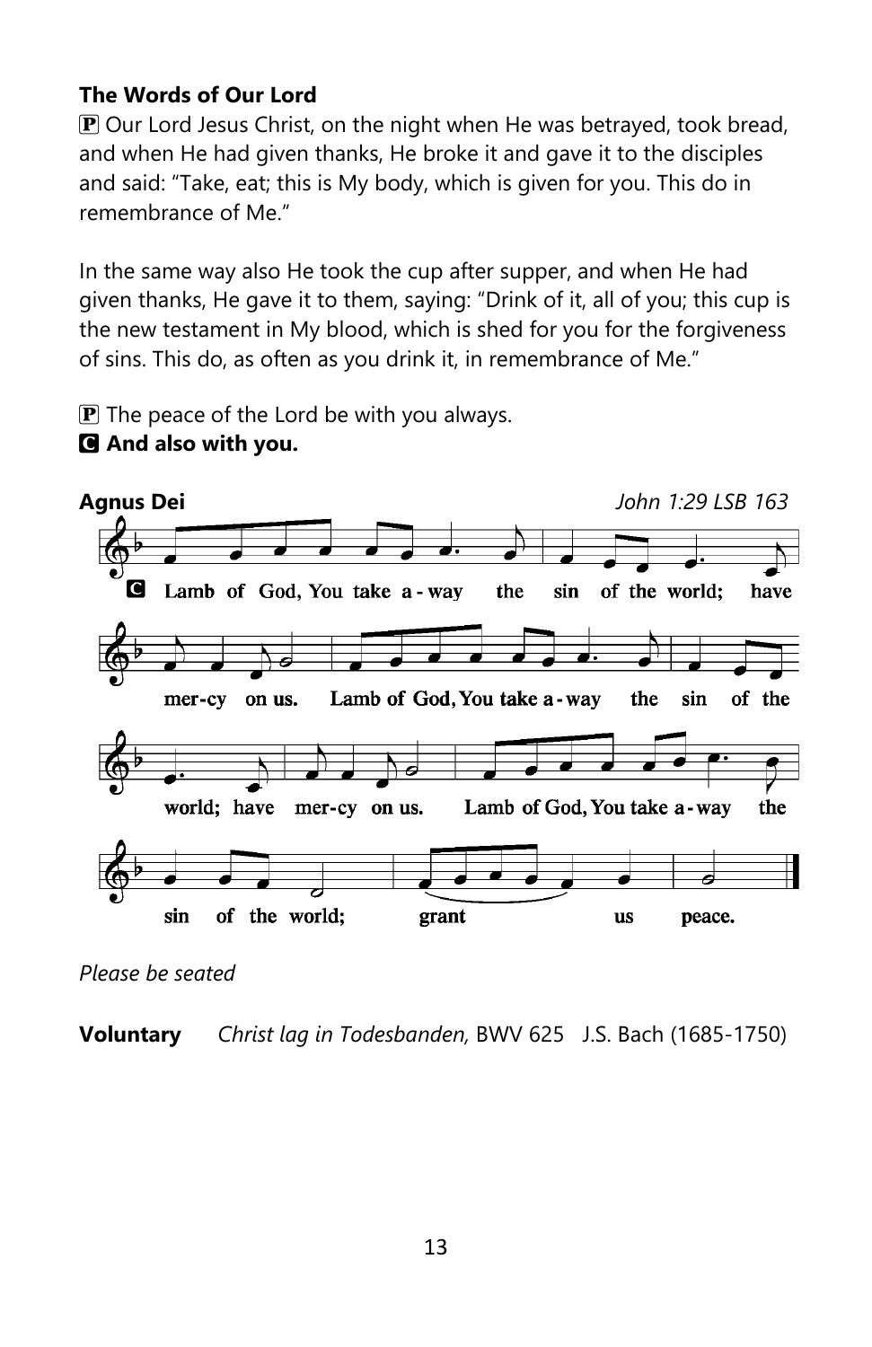**The Words of Our Lord**

P Our Lord Jesus Christ, on the night when He was betrayed, took bread, and when He had given thanks, He broke it and gave it to the disciples and said: "Take, eat; this is My body, which is given for you. This do in remembrance of Me."

In the same way also He took the cup after supper, and when He had given thanks, He gave it to them, saying: "Drink of it, all of you; this cup is the new testament in My blood, which is shed for you for the forgiveness of sins. This do, as often as you drink it, in remembrance of Me."

P The peace of the Lord be with you always.
**C And also with you.**

**Agnus Dei** *John 1:29 LSB 163*

C Lamb of God, You take away the sin of the world; have mercy on us. Lamb of God, You take away the sin of the world; have mercy on us. Lamb of God, You take away the sin of the world; grant us peace.

*Please be seated*

**Voluntary** *Christ lag in Todesbanden,* BWV 625 J.S. Bach (1685-1750)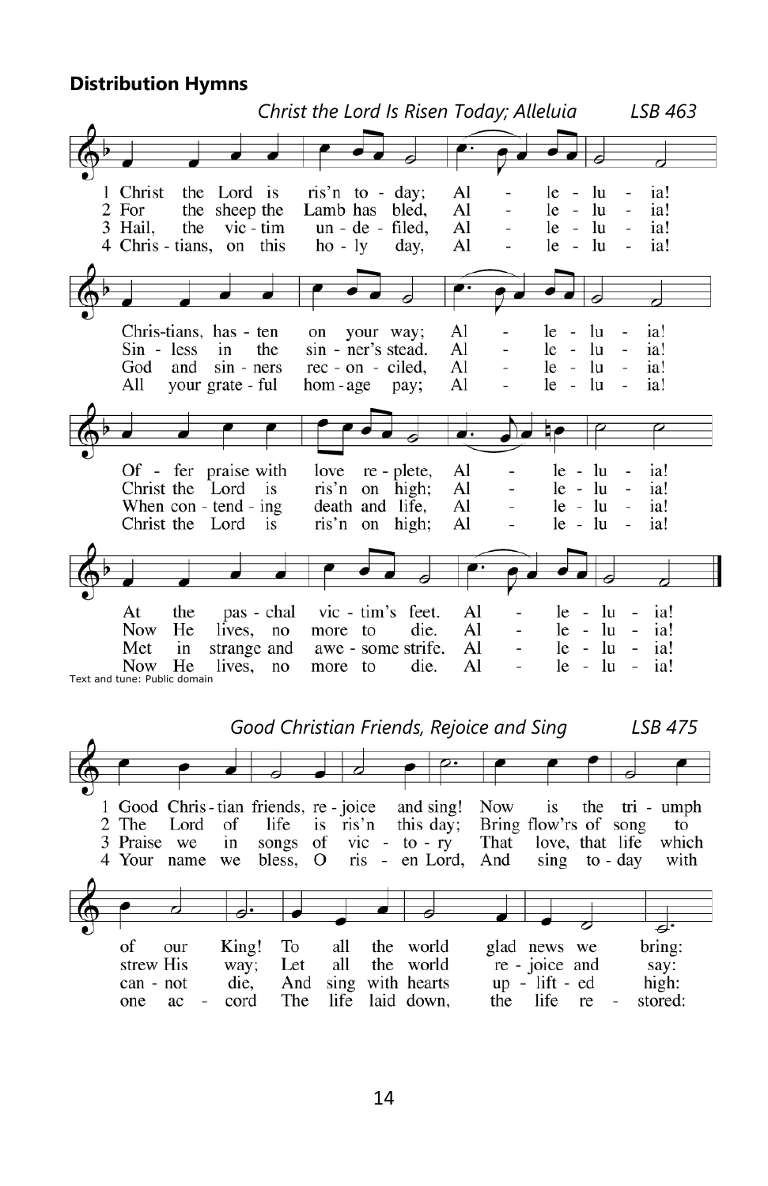## Distribution Hymns

*Christ the Lord Is Risen Today; Alleluia* *LSB 463*

1 Christ the Lord is ris'n to - day; Al - le - lu - ia!
Chris-tians, has - ten on your way; Al - le - lu - ia!
Of - fer praise with love re - plete, Al - le - lu - ia!
At the pas - chal vic - tim's feet. Al - le - lu - ia!

2 For the sheep the Lamb has bled, Al - le - lu - ia!
Sin - less in the sin - ner's stead. Al - le - lu - ia!
Christ the Lord is ris'n on high; Al - le - lu - ia!
Now He lives, no more to die. Al - le - lu - ia!

3 Hail, the vic - tim un - de - filed, Al - le - lu - ia!
God and sin - ners rec - on - ciled, Al - le - lu - ia!
When con - tend - ing death and life, Al - le - lu - ia!
Met in strange and awe - some strife. Al - le - lu - ia!

4 Chris - tians, on this ho - ly day, Al - le - lu - ia!
All your grate - ful hom - age pay; Al - le - lu - ia!
Christ the Lord is ris'n on high; Al - le - lu - ia!
Now He lives, no more to die. Al - le - lu - ia!

Text and tune: Public domain

*Good Christian Friends, Rejoice and Sing* *LSB 475*

1 Good Chris - tian friends, re - joice and sing! Now is the tri - umph of our King! To all the world glad news we bring:

2 The Lord of life is ris'n this day; Bring flow'rs of song to strew His way; Let all the world re - joice and say:

3 Praise we in songs of vic - to - ry That love, that life which can - not die, And sing with hearts up - lift - ed high:

4 Your name we bless, O ris - en Lord, And sing to - day with one ac - cord The life laid down, the life re - stored: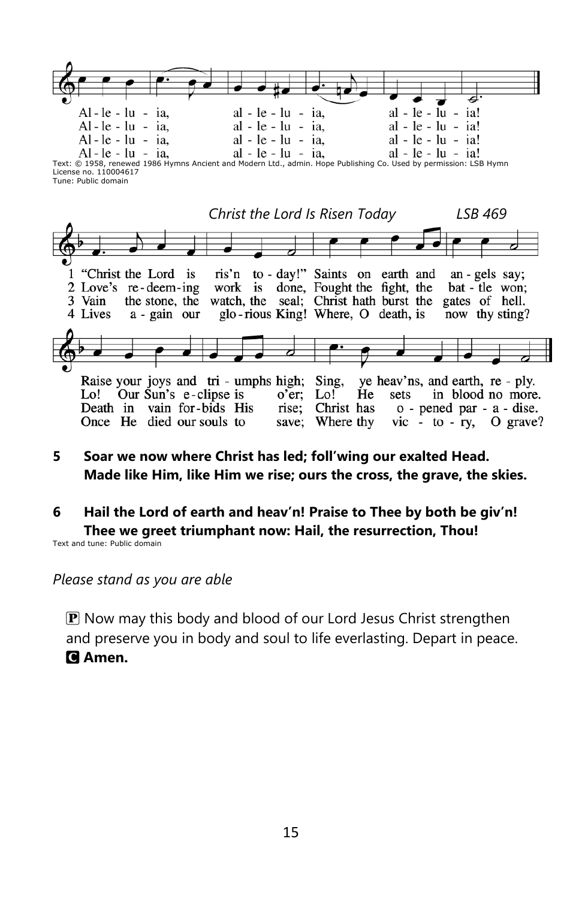Al - le - lu - ia, al - le - lu - ia, al - le - lu - ia!
Al - le - lu - ia, al - le - lu - ia, al - le - lu - ia!
Al - le - lu - ia, al - le - lu - ia, al - le - lu - ia!
Al - le - lu - ia, al - le - lu - ia, al - le - lu - ia!

Text: © 1958, renewed 1986 Hymns Ancient and Modern Ltd., admin. Hope Publishing Co. Used by permission: LSB Hymn License no. 110004617
Tune: Public domain

*Christ the Lord Is Risen Today* *LSB 469*

1 "Christ the Lord is ris'n to - day!" Saints on earth and an - gels say; Raise your joys and tri - umphs high; Sing, ye heav'ns, and earth, re - ply.

2 Love's re - deem - ing work is done, Fought the fight, the bat - tle won; Lo! Our Sun's e - clipse is o'er; Lo! He sets in blood no more.

3 Vain the stone, the watch, the seal; Christ hath burst the gates of hell. Death in vain for - bids His rise; Christ has o - pened par - a - dise.

4 Lives a - gain our glo - rious King! Where, O death, is now thy sting? Once He died our souls to save; Where thy vic - to - ry, O grave?

**5 Soar we now where Christ has led; foll'wing our exalted Head. Made like Him, like Him we rise; ours the cross, the grave, the skies.**

**6 Hail the Lord of earth and heav'n! Praise to Thee by both be giv'n! Thee we greet triumphant now: Hail, the resurrection, Thou!**

Text and tune: Public domain

*Please stand as you are able*

P Now may this body and blood of our Lord Jesus Christ strengthen and preserve you in body and soul to life everlasting. Depart in peace.
**C Amen.**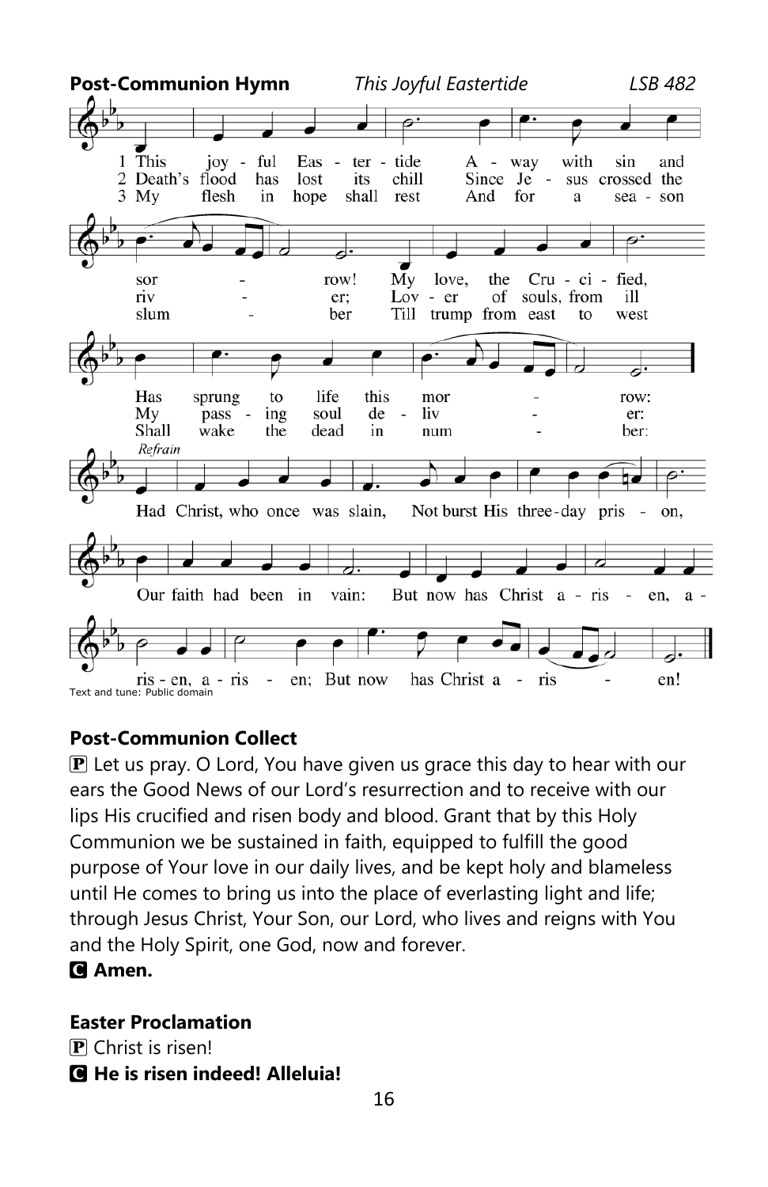**Post-Communion Hymn** *This Joyful Eastertide* *LSB 482*

1 This joyful Eastertide
Away with sin and sorrow!
My love, the Crucified,
Has sprung to life this morrow:

2 Death's flood has lost its chill
Since Jesus crossed the river;
Lover of souls, from ill
My passing soul deliver:

3 My flesh in hope shall rest
And for a season slumber
Till trump from east to west
Shall wake the dead in number:

*Refrain*
Had Christ, who once was slain,
Not burst His three-day prison,
Our faith had been in vain:
But now has Christ arisen, arisen, arisen;
But now has Christ arisen!

Text and tune: Public domain

**Post-Communion Collect**

P Let us pray. O Lord, You have given us grace this day to hear with our ears the Good News of our Lord's resurrection and to receive with our lips His crucified and risen body and blood. Grant that by this Holy Communion we be sustained in faith, equipped to fulfill the good purpose of Your love in our daily lives, and be kept holy and blameless until He comes to bring us into the place of everlasting light and life; through Jesus Christ, Your Son, our Lord, who lives and reigns with You and the Holy Spirit, one God, now and forever.

**C Amen.**

**Easter Proclamation**

P Christ is risen!

**C He is risen indeed! Alleluia!**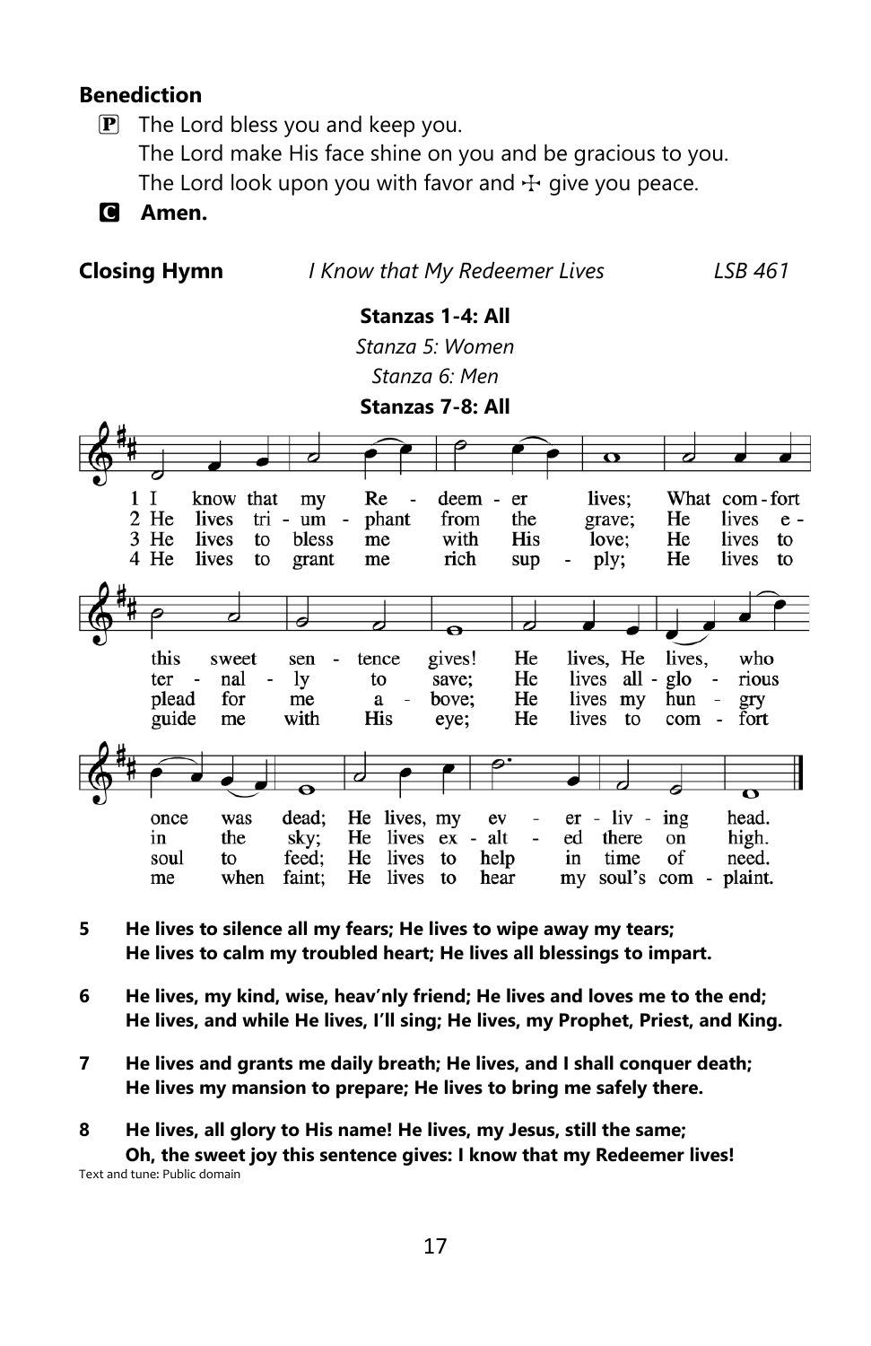**Benediction**

P The Lord bless you and keep you.
The Lord make His face shine on you and be gracious to you.
The Lord look upon you with favor and ☩ give you peace.

**C Amen.**

**Closing Hymn** *I Know that My Redeemer Lives* *LSB 461*

**Stanzas 1-4: All**
*Stanza 5: Women*
*Stanza 6: Men*
**Stanzas 7-8: All**

1 I know that my Redeemer lives; What comfort this sweet sentence gives! He lives, He lives, who once was dead; He lives, my ever-living head.

2 He lives triumphant from the grave; He lives eternally to save; He lives all-glorious in the sky; He lives exalted there on high.

3 He lives to bless me with His love; He lives to plead for me above; He lives my hungry soul to feed; He lives to help in time of need.

4 He lives to grant me rich supply; He lives to guide me with His eye; He lives to comfort me when faint; He lives to hear my soul's complaint.

5 **He lives to silence all my fears; He lives to wipe away my tears;**
**He lives to calm my troubled heart; He lives all blessings to impart.**

6 **He lives, my kind, wise, heav'nly friend; He lives and loves me to the end;**
**He lives, and while He lives, I'll sing; He lives, my Prophet, Priest, and King.**

7 **He lives and grants me daily breath; He lives, and I shall conquer death;**
**He lives my mansion to prepare; He lives to bring me safely there.**

8 **He lives, all glory to His name! He lives, my Jesus, still the same;**
**Oh, the sweet joy this sentence gives: I know that my Redeemer lives!**

Text and tune: Public domain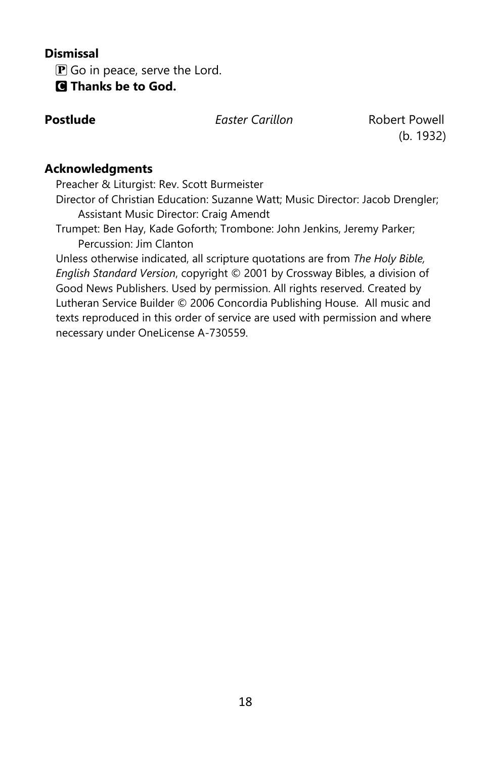**Dismissal**

P Go in peace, serve the Lord.

**C Thanks be to God.**

**Postlude** *Easter Carillon* Robert Powell (b. 1932)

**Acknowledgments**

Preacher & Liturgist: Rev. Scott Burmeister

Director of Christian Education: Suzanne Watt; Music Director: Jacob Drengler; Assistant Music Director: Craig Amendt

Trumpet: Ben Hay, Kade Goforth; Trombone: John Jenkins, Jeremy Parker; Percussion: Jim Clanton

Unless otherwise indicated, all scripture quotations are from *The Holy Bible, English Standard Version*, copyright © 2001 by Crossway Bibles, a division of Good News Publishers. Used by permission. All rights reserved. Created by Lutheran Service Builder © 2006 Concordia Publishing House. All music and texts reproduced in this order of service are used with permission and where necessary under OneLicense A-730559.